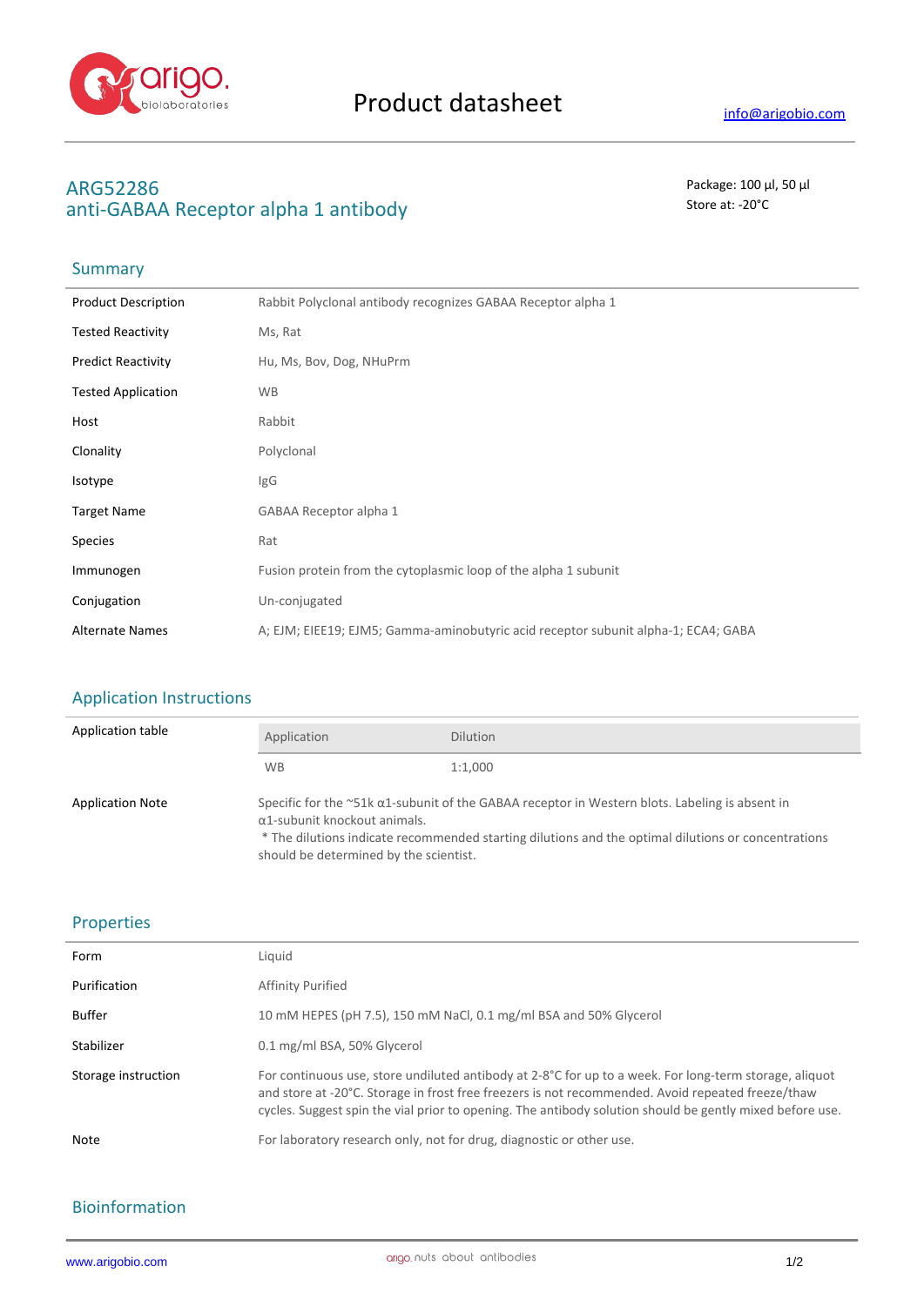# Product datasheet

info@arigobio.com

## ARG52286
## anti-GABAA Receptor alpha 1 antibody

Package: 100 μl, 50 μl
Store at: -20°C

### Summary

| | |
|---|---|
| Product Description | Rabbit Polyclonal antibody recognizes GABAA Receptor alpha 1 |
| Tested Reactivity | Ms, Rat |
| Predict Reactivity | Hu, Ms, Bov, Dog, NHuPrm |
| Tested Application | WB |
| Host | Rabbit |
| Clonality | Polyclonal |
| Isotype | IgG |
| Target Name | GABAA Receptor alpha 1 |
| Species | Rat |
| Immunogen | Fusion protein from the cytoplasmic loop of the alpha 1 subunit |
| Conjugation | Un-conjugated |
| Alternate Names | A; EJM; EIEE19; EJM5; Gamma-aminobutyric acid receptor subunit alpha-1; ECA4; GABA |

### Application Instructions

Application table

| Application | Dilution |
|---|---|
| WB | 1:1,000 |

Application Note

Specific for the ~51k α1-subunit of the GABAA receptor in Western blots. Labeling is absent in α1-subunit knockout animals.
* The dilutions indicate recommended starting dilutions and the optimal dilutions or concentrations should be determined by the scientist.

### Properties

| | |
|---|---|
| Form | Liquid |
| Purification | Affinity Purified |
| Buffer | 10 mM HEPES (pH 7.5), 150 mM NaCl, 0.1 mg/ml BSA and 50% Glycerol |
| Stabilizer | 0.1 mg/ml BSA, 50% Glycerol |
| Storage instruction | For continuous use, store undiluted antibody at 2-8°C for up to a week. For long-term storage, aliquot and store at -20°C. Storage in frost free freezers is not recommended. Avoid repeated freeze/thaw cycles. Suggest spin the vial prior to opening. The antibody solution should be gently mixed before use. |
| Note | For laboratory research only, not for drug, diagnostic or other use. |

### Bioinformation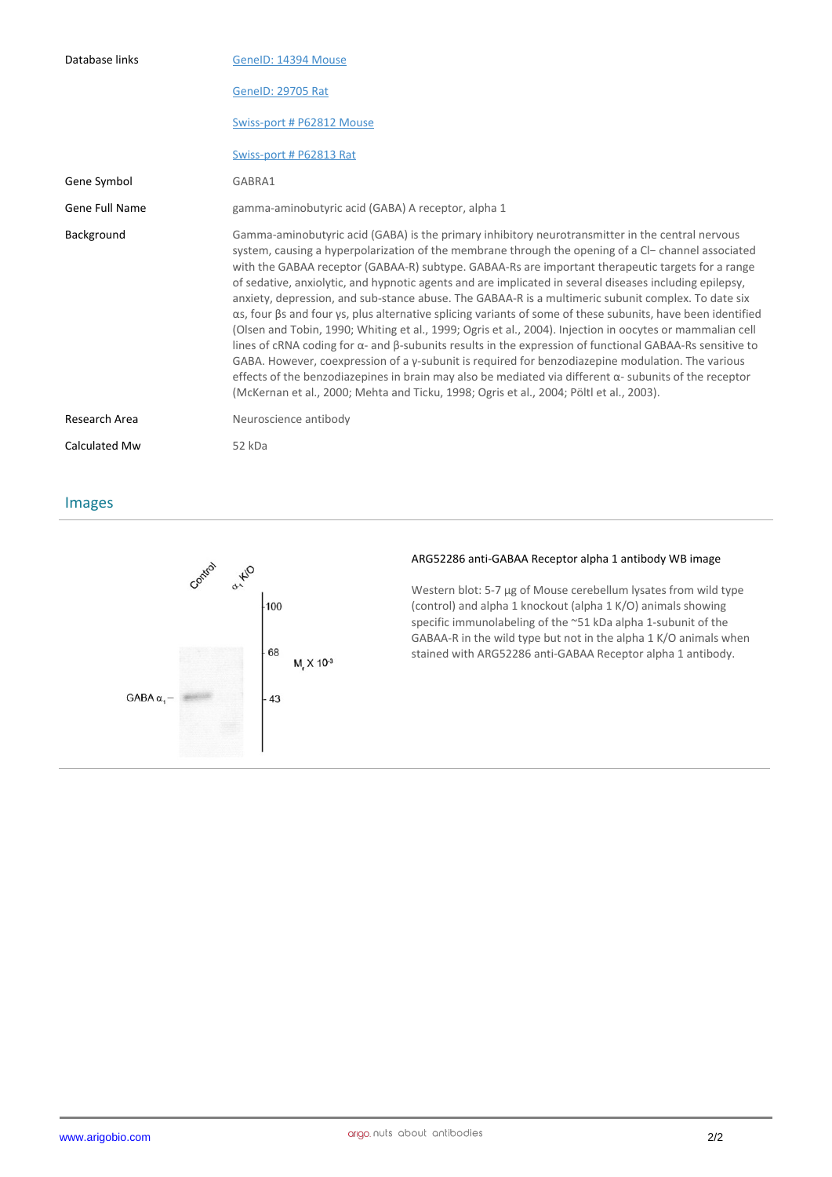| | |
|---|---|
| Database links | GeneID: 14394 Mouse |
| | GeneID: 29705 Rat |
| | Swiss-port # P62812 Mouse |
| | Swiss-port # P62813 Rat |
| Gene Symbol | GABRA1 |
| Gene Full Name | gamma-aminobutyric acid (GABA) A receptor, alpha 1 |
| Background | Gamma-aminobutyric acid (GABA) is the primary inhibitory neurotransmitter in the central nervous system, causing a hyperpolarization of the membrane through the opening of a Cl– channel associated with the GABAA receptor (GABAA-R) subtype. GABAA-Rs are important therapeutic targets for a range of sedative, anxiolytic, and hypnotic agents and are implicated in several diseases including epilepsy, anxiety, depression, and sub-stance abuse. The GABAA-R is a multimeric subunit complex. To date six αs, four βs and four γs, plus alternative splicing variants of some of these subunits, have been identified (Olsen and Tobin, 1990; Whiting et al., 1999; Ogris et al., 2004). Injection in oocytes or mammalian cell lines of cRNA coding for α- and β-subunits results in the expression of functional GABAA-Rs sensitive to GABA. However, coexpression of a γ-subunit is required for benzodiazepine modulation. The various effects of the benzodiazepines in brain may also be mediated via different α- subunits of the receptor (McKernan et al., 2000; Mehta and Ticku, 1998; Ogris et al., 2004; Pöltl et al., 2003). |
| Research Area | Neuroscience antibody |
| Calculated Mw | 52 kDa |

## Images

Control

$\alpha_1$ K/O

100

68

43

$M_r$ X $10^{-3}$

GABA $\alpha_1$ –

ARG52286 anti-GABAA Receptor alpha 1 antibody WB image

Western blot: 5-7 µg of Mouse cerebellum lysates from wild type (control) and alpha 1 knockout (alpha 1 K/O) animals showing specific immunolabeling of the ~51 kDa alpha 1-subunit of the GABAA-R in the wild type but not in the alpha 1 K/O animals when stained with ARG52286 anti-GABAA Receptor alpha 1 antibody.